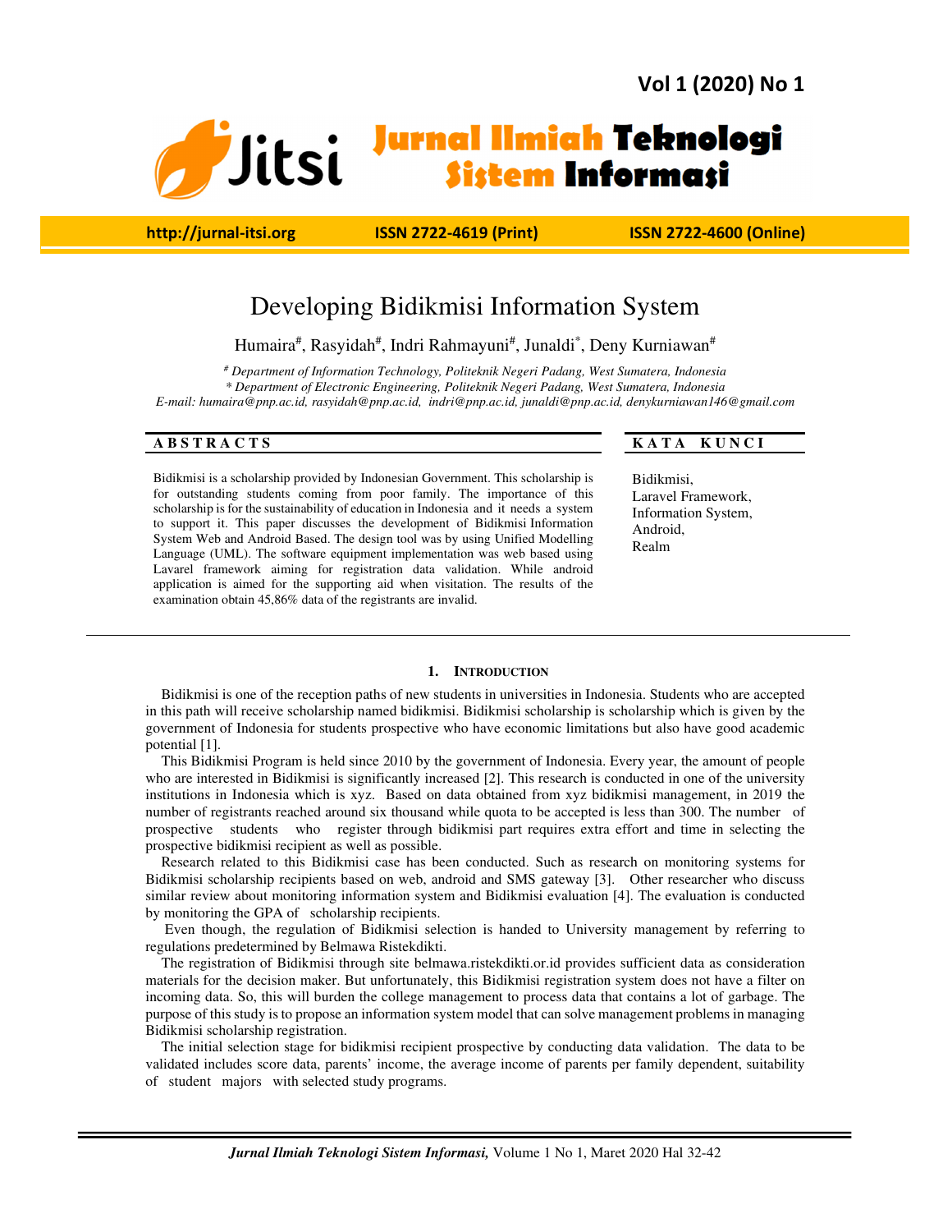# Developing Bidikmisi Information System

Humaira[#], Rasyidah[#], Indri Rahmayuni[#], Junaldi[*], Deny Kurniawan[#]

*[#] Department of Information Technology, Politeknik Negeri Padang, West Sumatera, Indonesia*
*[*] Department of Electronic Engineering, Politeknik Negeri Padang, West Sumatera, Indonesia*
*E-mail: humaira@pnp.ac.id, rasyidah@pnp.ac.id, indri@pnp.ac.id, junaldi@pnp.ac.id, denykurniawan146@gmail.com*

## ABSTRACTS

Bidikmisi is a scholarship provided by Indonesian Government. This scholarship is for outstanding students coming from poor family. The importance of this scholarship is for the sustainability of education in Indonesia and it needs a system to support it. This paper discusses the development of Bidikmisi Information System Web and Android Based. The design tool was by using Unified Modelling Language (UML). The software equipment implementation was web based using Lavarel framework aiming for registration data validation. While android application is aimed for the supporting aid when visitation. The results of the examination obtain 45,86% data of the registrants are invalid.

## KATA KUNCI

Bidikmisi,
Laravel Framework,
Information System,
Android,
Realm

## 1. INTRODUCTION

Bidikmisi is one of the reception paths of new students in universities in Indonesia. Students who are accepted in this path will receive scholarship named bidikmisi. Bidikmisi scholarship is scholarship which is given by the government of Indonesia for students prospective who have economic limitations but also have good academic potential [1].

This Bidikmisi Program is held since 2010 by the government of Indonesia. Every year, the amount of people who are interested in Bidikmisi is significantly increased [2]. This research is conducted in one of the university institutions in Indonesia which is xyz. Based on data obtained from xyz bidikmisi management, in 2019 the number of registrants reached around six thousand while quota to be accepted is less than 300. The number of prospective students who register through bidikmisi part requires extra effort and time in selecting the prospective bidikmisi recipient as well as possible.

Research related to this Bidikmisi case has been conducted. Such as research on monitoring systems for Bidikmisi scholarship recipients based on web, android and SMS gateway [3]. Other researcher who discuss similar review about monitoring information system and Bidikmisi evaluation [4]. The evaluation is conducted by monitoring the GPA of scholarship recipients.

Even though, the regulation of Bidikmisi selection is handed to University management by referring to regulations predetermined by Belmawa Ristekdikti.

The registration of Bidikmisi through site belmawa.ristekdikti.or.id provides sufficient data as consideration materials for the decision maker. But unfortunately, this Bidikmisi registration system does not have a filter on incoming data. So, this will burden the college management to process data that contains a lot of garbage. The purpose of this study is to propose an information system model that can solve management problems in managing Bidikmisi scholarship registration.

The initial selection stage for bidikmisi recipient prospective by conducting data validation. The data to be validated includes score data, parents' income, the average income of parents per family dependent, suitability of student majors with selected study programs.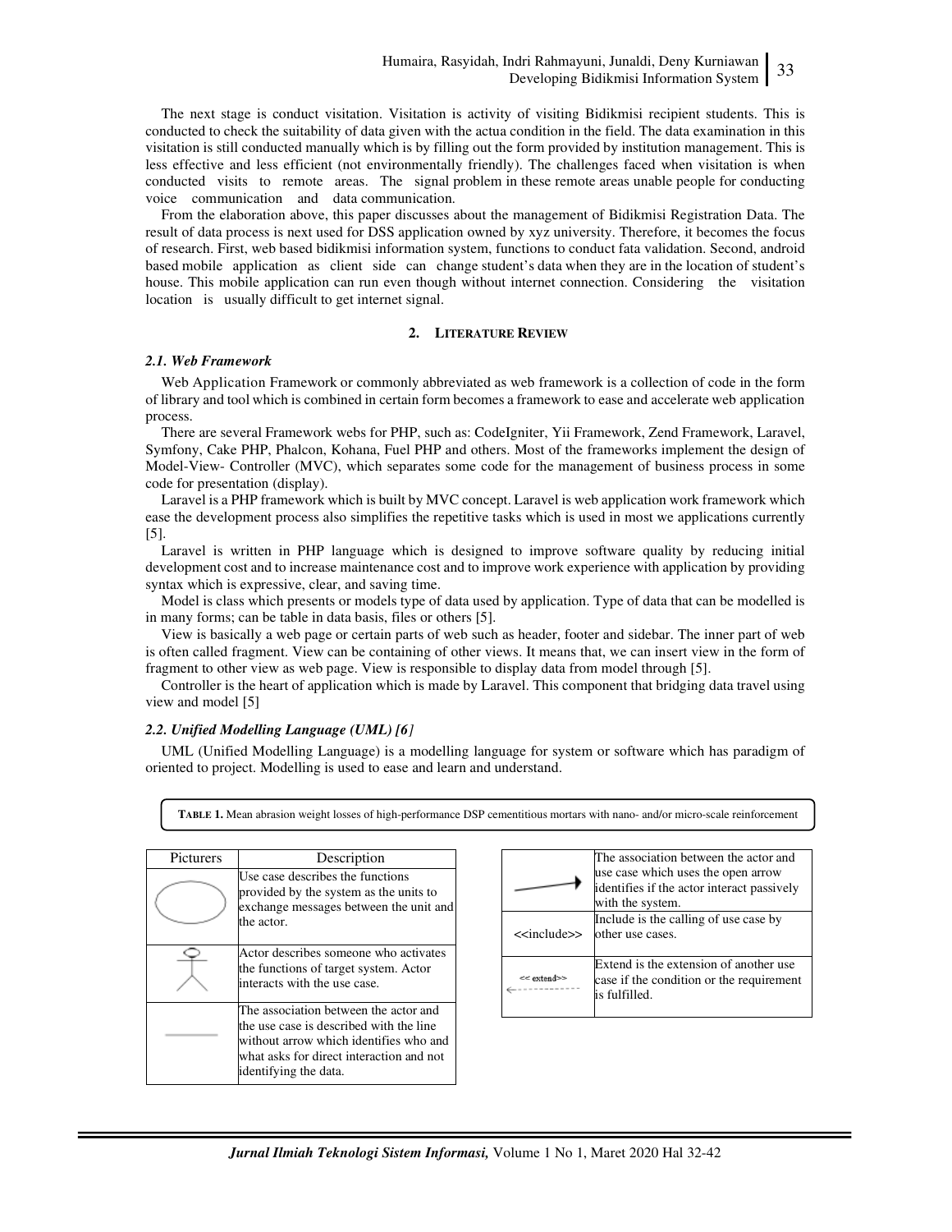The next stage is conduct visitation. Visitation is activity of visiting Bidikmisi recipient students. This is conducted to check the suitability of data given with the actua condition in the field. The data examination in this visitation is still conducted manually which is by filling out the form provided by institution management. This is less effective and less efficient (not environmentally friendly). The challenges faced when visitation is when conducted visits to remote areas. The signal problem in these remote areas unable people for conducting voice communication and data communication.

From the elaboration above, this paper discusses about the management of Bidikmisi Registration Data. The result of data process is next used for DSS application owned by xyz university. Therefore, it becomes the focus of research. First, web based bidikmisi information system, functions to conduct fata validation. Second, android based mobile application as client side can change student's data when they are in the location of student's house. This mobile application can run even though without internet connection. Considering the visitation location is usually difficult to get internet signal.

## 2. Literature Review

### 2.1. Web Framework

Web Application Framework or commonly abbreviated as web framework is a collection of code in the form of library and tool which is combined in certain form becomes a framework to ease and accelerate web application process.

There are several Framework webs for PHP, such as: CodeIgniter, Yii Framework, Zend Framework, Laravel, Symfony, Cake PHP, Phalcon, Kohana, Fuel PHP and others. Most of the frameworks implement the design of Model-View- Controller (MVC), which separates some code for the management of business process in some code for presentation (display).

Laravel is a PHP framework which is built by MVC concept. Laravel is web application work framework which ease the development process also simplifies the repetitive tasks which is used in most we applications currently [5].

Laravel is written in PHP language which is designed to improve software quality by reducing initial development cost and to increase maintenance cost and to improve work experience with application by providing syntax which is expressive, clear, and saving time.

Model is class which presents or models type of data used by application. Type of data that can be modelled is in many forms; can be table in data basis, files or others [5].

View is basically a web page or certain parts of web such as header, footer and sidebar. The inner part of web is often called fragment. View can be containing of other views. It means that, we can insert view in the form of fragment to other view as web page. View is responsible to display data from model through [5].

Controller is the heart of application which is made by Laravel. This component that bridging data travel using view and model [5]

### 2.2. Unified Modelling Language (UML) [6]

UML (Unified Modelling Language) is a modelling language for system or software which has paradigm of oriented to project. Modelling is used to ease and learn and understand.

**Table 1.** Mean abrasion weight losses of high-performance DSP cementitious mortars with nano- and/or micro-scale reinforcement

| Picturers | Description |
|---|---|
| (ellipse) | Use case describes the functions provided by the system as the units to exchange messages between the unit and the actor. |
| (stick figure) | Actor describes someone who activates the functions of target system. Actor interacts with the use case. |
| (line) | The association between the actor and the use case is described with the line without arrow which identifies who and what asks for direct interaction and not identifying the data. |
| (arrow) | The association between the actor and use case which uses the open arrow identifies if the actor interact passively with the system. |
| <<include>> | Include is the calling of use case by other use cases. |
| << extend>> | Extend is the extension of another use case if the condition or the requirement is fulfilled. |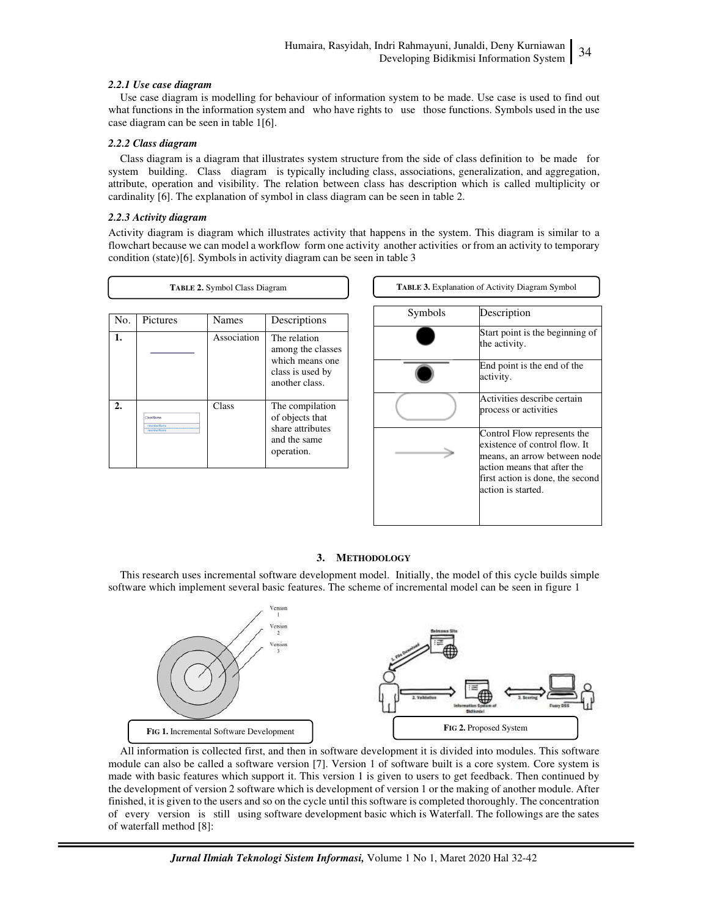### 2.2.1 Use case diagram

Use case diagram is modelling for behaviour of information system to be made. Use case is used to find out what functions in the information system and who have rights to use those functions. Symbols used in the use case diagram can be seen in table 1[6].

### 2.2.2 Class diagram

Class diagram is a diagram that illustrates system structure from the side of class definition to be made for system building. Class diagram is typically including class, associations, generalization, and aggregation, attribute, operation and visibility. The relation between class has description which is called multiplicity or cardinality [6]. The explanation of symbol in class diagram can be seen in table 2.

### 2.2.3 Activity diagram

Activity diagram is diagram which illustrates activity that happens in the system. This diagram is similar to a flowchart because we can model a workflow form one activity another activities or from an activity to temporary condition (state)[6]. Symbols in activity diagram can be seen in table 3

**TABLE 2.** Symbol Class Diagram

| No. | Pictures | Names | Descriptions |
|---|---|---|---|
| **1.** | | Association | The relation among the classes which means one class is used by another class. |
| **2.** | | Class | The compilation of objects that share attributes and the same operation. |

**TABLE 3.** Explanation of Activity Diagram Symbol

| Symbols | Description |
|---|---|
| | Start point is the beginning of the activity. |
| | End point is the end of the activity. |
| | Activities describe certain process or activities |
| | Control Flow represents the existence of control flow. It means, an arrow between node action means that after the first action is done, the second action is started. |

## 3. METHODOLOGY

This research uses incremental software development model. Initially, the model of this cycle builds simple software which implement several basic features. The scheme of incremental model can be seen in figure 1

**FIG 1.** Incremental Software Development

**FIG 2.** Proposed System

All information is collected first, and then in software development it is divided into modules. This software module can also be called a software version [7]. Version 1 of software built is a core system. Core system is made with basic features which support it. This version 1 is given to users to get feedback. Then continued by the development of version 2 software which is development of version 1 or the making of another module. After finished, it is given to the users and so on the cycle until this software is completed thoroughly. The concentration of every version is still using software development basic which is Waterfall. The followings are the sates of waterfall method [8]: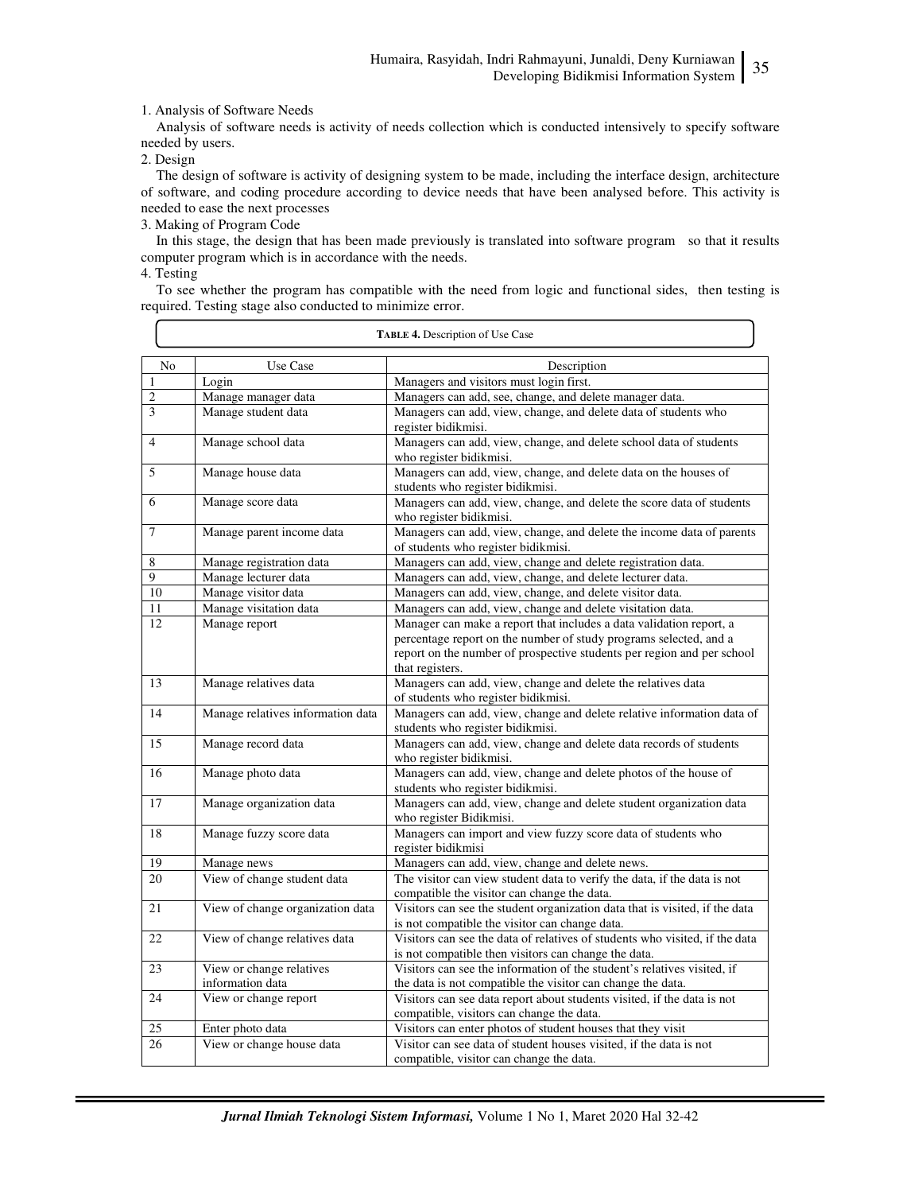1. Analysis of Software Needs

Analysis of software needs is activity of needs collection which is conducted intensively to specify software needed by users.

2. Design

The design of software is activity of designing system to be made, including the interface design, architecture of software, and coding procedure according to device needs that have been analysed before. This activity is needed to ease the next processes

3. Making of Program Code

In this stage, the design that has been made previously is translated into software program so that it results computer program which is in accordance with the needs.

4. Testing

To see whether the program has compatible with the need from logic and functional sides, then testing is required. Testing stage also conducted to minimize error.

**TABLE 4.** Description of Use Case

| No | Use Case | Description |
|---|---|---|
| 1 | Login | Managers and visitors must login first. |
| 2 | Manage manager data | Managers can add, see, change, and delete manager data. |
| 3 | Manage student data | Managers can add, view, change, and delete data of students who register bidikmisi. |
| 4 | Manage school data | Managers can add, view, change, and delete school data of students who register bidikmisi. |
| 5 | Manage house data | Managers can add, view, change, and delete data on the houses of students who register bidikmisi. |
| 6 | Manage score data | Managers can add, view, change, and delete the score data of students who register bidikmisi. |
| 7 | Manage parent income data | Managers can add, view, change, and delete the income data of parents of students who register bidikmisi. |
| 8 | Manage registration data | Managers can add, view, change and delete registration data. |
| 9 | Manage lecturer data | Managers can add, view, change, and delete lecturer data. |
| 10 | Manage visitor data | Managers can add, view, change, and delete visitor data. |
| 11 | Manage visitation data | Managers can add, view, change and delete visitation data. |
| 12 | Manage report | Manager can make a report that includes a data validation report, a percentage report on the number of study programs selected, and a report on the number of prospective students per region and per school that registers. |
| 13 | Manage relatives data | Managers can add, view, change and delete the relatives data of students who register bidikmisi. |
| 14 | Manage relatives information data | Managers can add, view, change and delete relative information data of students who register bidikmisi. |
| 15 | Manage record data | Managers can add, view, change and delete data records of students who register bidikmisi. |
| 16 | Manage photo data | Managers can add, view, change and delete photos of the house of students who register bidikmisi. |
| 17 | Manage organization data | Managers can add, view, change and delete student organization data who register Bidikmisi. |
| 18 | Manage fuzzy score data | Managers can import and view fuzzy score data of students who register bidikmisi |
| 19 | Manage news | Managers can add, view, change and delete news. |
| 20 | View of change student data | The visitor can view student data to verify the data, if the data is not compatible the visitor can change the data. |
| 21 | View of change organization data | Visitors can see the student organization data that is visited, if the data is not compatible the visitor can change data. |
| 22 | View of change relatives data | Visitors can see the data of relatives of students who visited, if the data is not compatible then visitors can change the data. |
| 23 | View or change relatives information data | Visitors can see the information of the student's relatives visited, if the data is not compatible the visitor can change the data. |
| 24 | View or change report | Visitors can see data report about students visited, if the data is not compatible, visitors can change the data. |
| 25 | Enter photo data | Visitors can enter photos of student houses that they visit |
| 26 | View or change house data | Visitor can see data of student houses visited, if the data is not compatible, visitor can change the data. |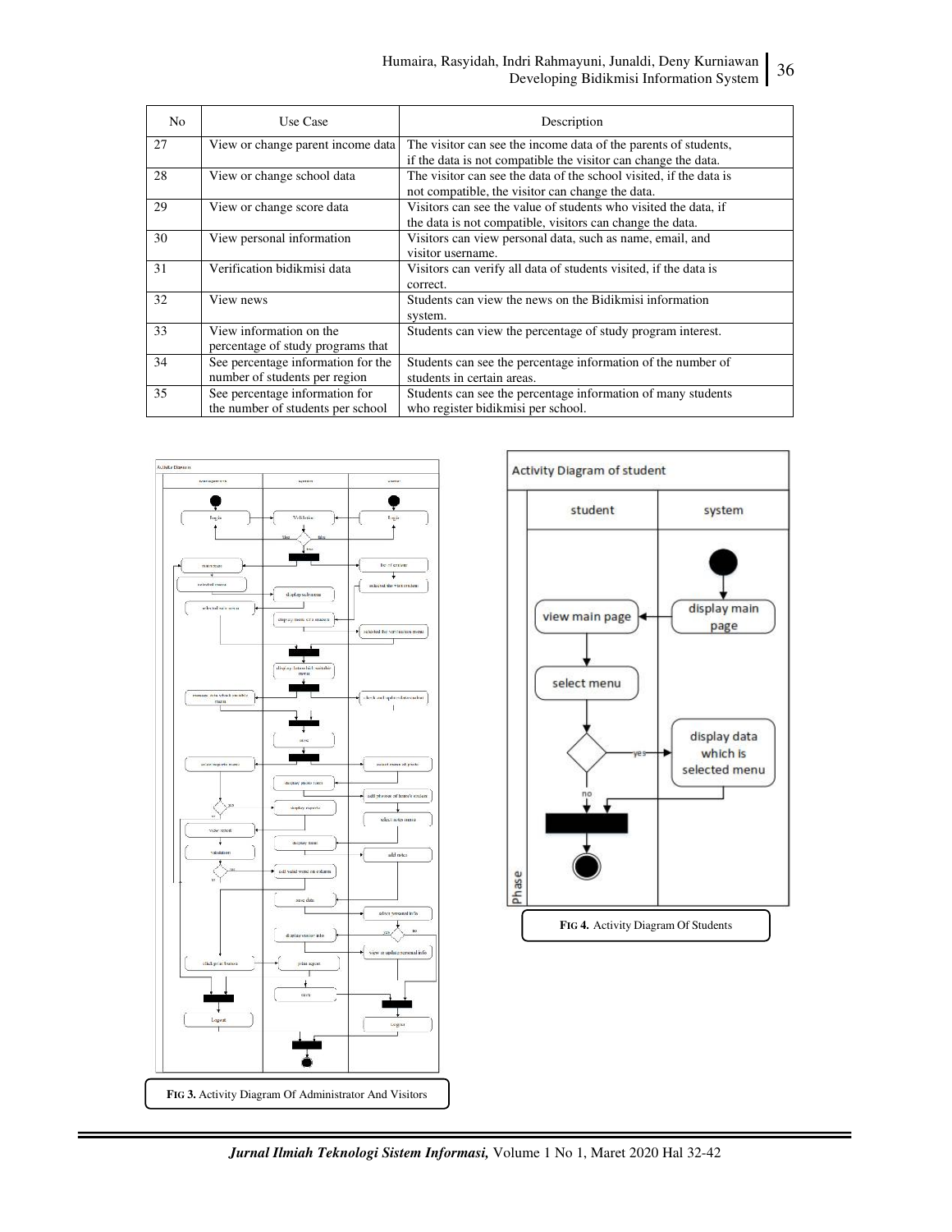| No | Use Case | Description |
|---|---|---|
| 27 | View or change parent income data | The visitor can see the income data of the parents of students, if the data is not compatible the visitor can change the data. |
| 28 | View or change school data | The visitor can see the data of the school visited, if the data is not compatible, the visitor can change the data. |
| 29 | View or change score data | Visitors can see the value of students who visited the data, if the data is not compatible, visitors can change the data. |
| 30 | View personal information | Visitors can view personal data, such as name, email, and visitor username. |
| 31 | Verification bidikmisi data | Visitors can verify all data of students visited, if the data is correct. |
| 32 | View news | Students can view the news on the Bidikmisi information system. |
| 33 | View information on the percentage of study programs that | Students can view the percentage of study program interest. |
| 34 | See percentage information for the number of students per region | Students can see the percentage information of the number of students in certain areas. |
| 35 | See percentage information for the number of students per school | Students can see the percentage information of many students who register bidikmisi per school. |

**FIG 3.** Activity Diagram Of Administrator And Visitors

**FIG 4.** Activity Diagram Of Students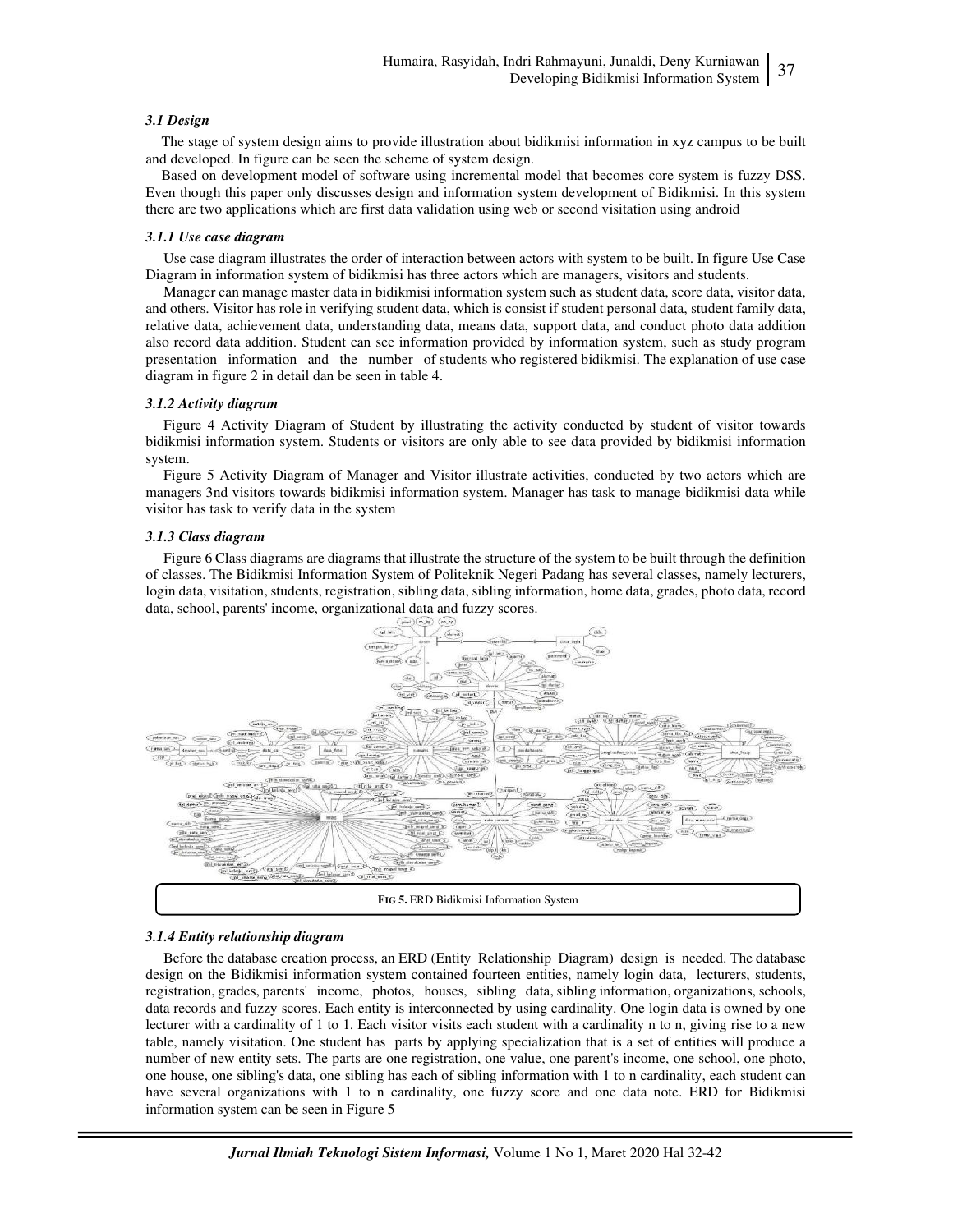### *3.1 Design*

The stage of system design aims to provide illustration about bidikmisi information in xyz campus to be built and developed. In figure can be seen the scheme of system design.

Based on development model of software using incremental model that becomes core system is fuzzy DSS. Even though this paper only discusses design and information system development of Bidikmisi. In this system there are two applications which are first data validation using web or second visitation using android

#### *3.1.1 Use case diagram*

Use case diagram illustrates the order of interaction between actors with system to be built. In figure Use Case Diagram in information system of bidikmisi has three actors which are managers, visitors and students.

Manager can manage master data in bidikmisi information system such as student data, score data, visitor data, and others. Visitor has role in verifying student data, which is consist if student personal data, student family data, relative data, achievement data, understanding data, means data, support data, and conduct photo data addition also record data addition. Student can see information provided by information system, such as study program presentation information and the number of students who registered bidikmisi. The explanation of use case diagram in figure 2 in detail dan be seen in table 4.

#### *3.1.2 Activity diagram*

Figure 4 Activity Diagram of Student by illustrating the activity conducted by student of visitor towards bidikmisi information system. Students or visitors are only able to see data provided by bidikmisi information system.

Figure 5 Activity Diagram of Manager and Visitor illustrate activities, conducted by two actors which are managers 3nd visitors towards bidikmisi information system. Manager has task to manage bidikmisi data while visitor has task to verify data in the system

#### *3.1.3 Class diagram*

Figure 6 Class diagrams are diagrams that illustrate the structure of the system to be built through the definition of classes. The Bidikmisi Information System of Politeknik Negeri Padang has several classes, namely lecturers, login data, visitation, students, registration, sibling data, sibling information, home data, grades, photo data, record data, school, parents' income, organizational data and fuzzy scores.

**FIG 5.** ERD Bidikmisi Information System

#### *3.1.4 Entity relationship diagram*

Before the database creation process, an ERD (Entity Relationship Diagram) design is needed. The database design on the Bidikmisi information system contained fourteen entities, namely login data, lecturers, students, registration, grades, parents' income, photos, houses, sibling data, sibling information, organizations, schools, data records and fuzzy scores. Each entity is interconnected by using cardinality. One login data is owned by one lecturer with a cardinality of 1 to 1. Each visitor visits each student with a cardinality n to n, giving rise to a new table, namely visitation. One student has parts by applying specialization that is a set of entities will produce a number of new entity sets. The parts are one registration, one value, one parent's income, one school, one photo, one house, one sibling's data, one sibling has each of sibling information with 1 to n cardinality, each student can have several organizations with 1 to n cardinality, one fuzzy score and one data note. ERD for Bidikmisi information system can be seen in Figure 5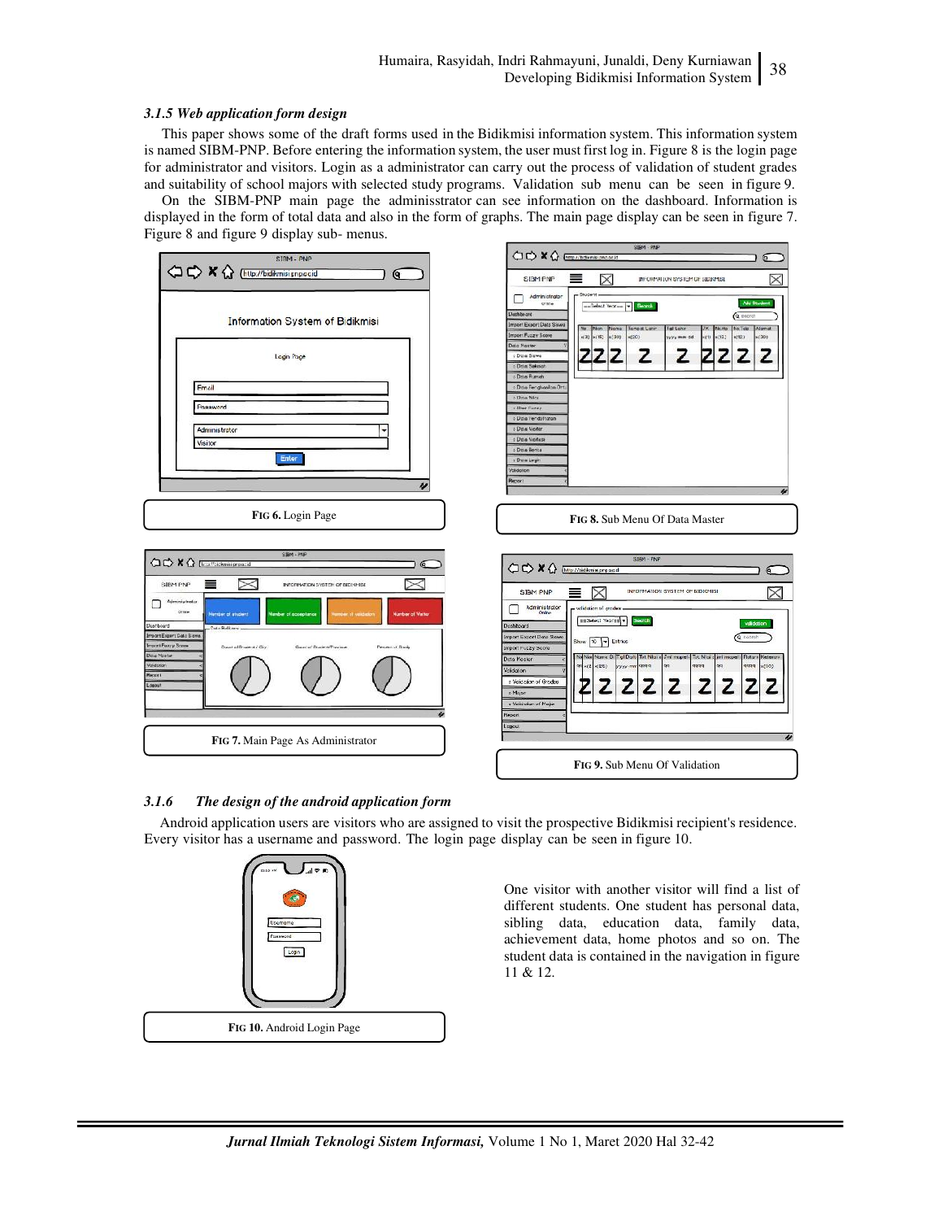### *3.1.5 Web application form design*

This paper shows some of the draft forms used in the Bidikmisi information system. This information system is named SIBM-PNP. Before entering the information system, the user must first log in. Figure 8 is the login page for administrator and visitors. Login as a administrator can carry out the process of validation of student grades and suitability of school majors with selected study programs. Validation sub menu can be seen in figure 9.

On the SIBM-PNP main page the adminisstrator can see information on the dashboard. Information is displayed in the form of total data and also in the form of graphs. The main page display can be seen in figure 7. Figure 8 and figure 9 display sub- menus.

**FIG 6.** Login Page

**FIG 8.** Sub Menu Of Data Master

**FIG 7.** Main Page As Administrator

**FIG 9.** Sub Menu Of Validation

### *3.1.6 The design of the android application form*

Android application users are visitors who are assigned to visit the prospective Bidikmisi recipient's residence. Every visitor has a username and password. The login page display can be seen in figure 10.

**FIG 10.** Android Login Page

One visitor with another visitor will find a list of different students. One student has personal data, sibling data, education data, family data, achievement data, home photos and so on. The student data is contained in the navigation in figure 11 & 12.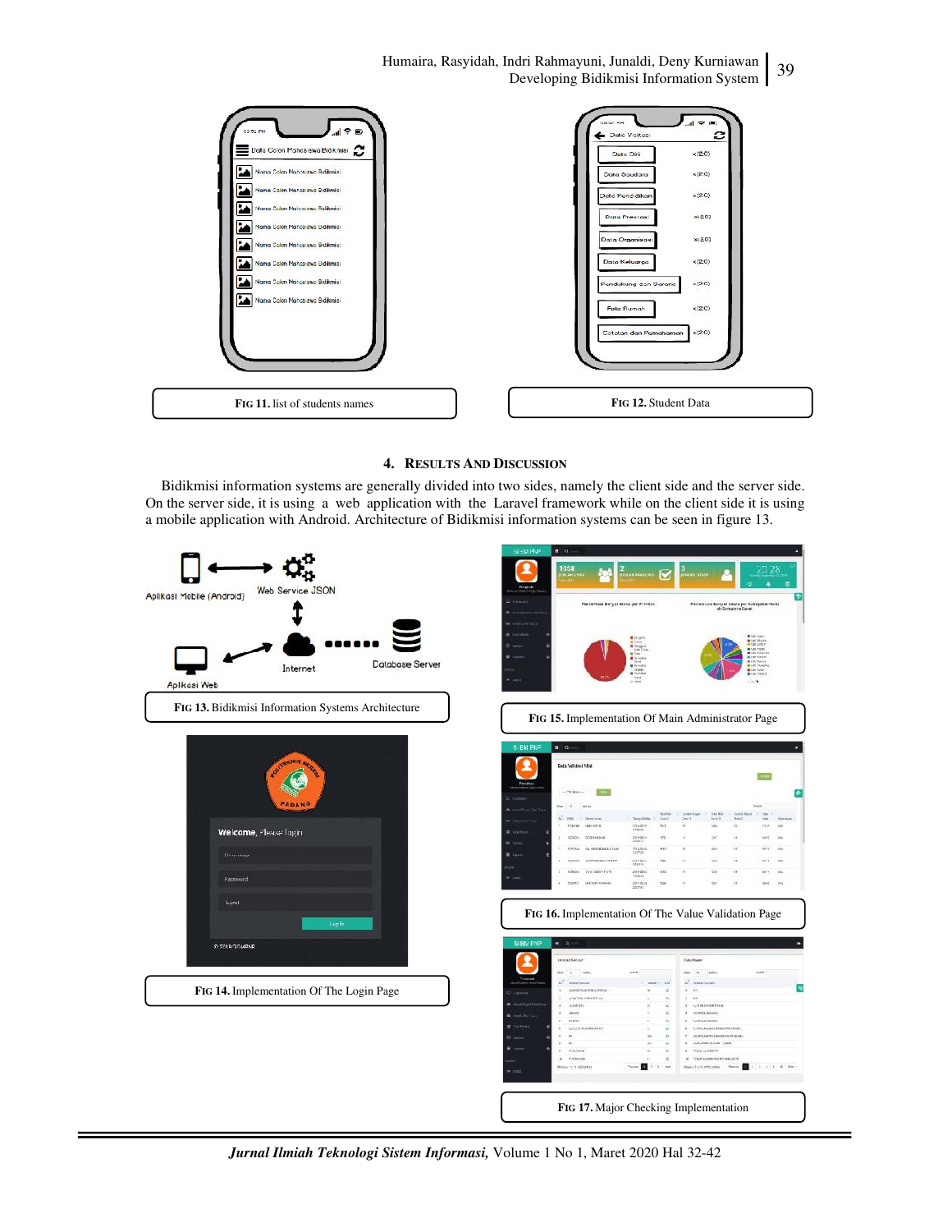**FIG 11.** list of students names

**FIG 12.** Student Data

## 4. RESULTS AND DISCUSSION

Bidikmisi information systems are generally divided into two sides, namely the client side and the server side. On the server side, it is using a web application with the Laravel framework while on the client side it is using a mobile application with Android. Architecture of Bidikmisi information systems can be seen in figure 13.

**FIG 13.** Bidikmisi Information Systems Architecture

**FIG 14.** Implementation Of The Login Page

**FIG 15.** Implementation Of Main Administrator Page

**FIG 16.** Implementation Of The Value Validation Page

**FIG 17.** Major Checking Implementation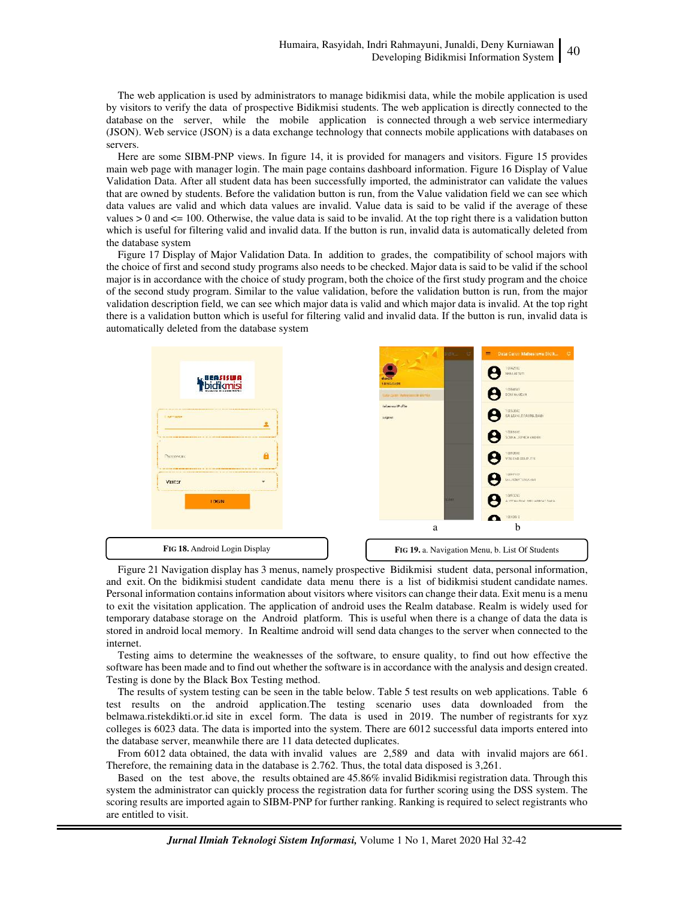The web application is used by administrators to manage bidikmisi data, while the mobile application is used by visitors to verify the data of prospective Bidikmisi students. The web application is directly connected to the database on the server, while the mobile application is connected through a web service intermediary (JSON). Web service (JSON) is a data exchange technology that connects mobile applications with databases on servers.

Here are some SIBM-PNP views. In figure 14, it is provided for managers and visitors. Figure 15 provides main web page with manager login. The main page contains dashboard information. Figure 16 Display of Value Validation Data. After all student data has been successfully imported, the administrator can validate the values that are owned by students. Before the validation button is run, from the Value validation field we can see which data values are valid and which data values are invalid. Value data is said to be valid if the average of these values > 0 and <= 100. Otherwise, the value data is said to be invalid. At the top right there is a validation button which is useful for filtering valid and invalid data. If the button is run, invalid data is automatically deleted from the database system

Figure 17 Display of Major Validation Data. In addition to grades, the compatibility of school majors with the choice of first and second study programs also needs to be checked. Major data is said to be valid if the school major is in accordance with the choice of study program, both the choice of the first study program and the choice of the second study program. Similar to the value validation, before the validation button is run, from the major validation description field, we can see which major data is valid and which major data is invalid. At the top right there is a validation button which is useful for filtering valid and invalid data. If the button is run, invalid data is automatically deleted from the database system

**FIG 18.** Android Login Display

**FIG 19.** a. Navigation Menu, b. List Of Students

Figure 21 Navigation display has 3 menus, namely prospective Bidikmisi student data, personal information, and exit. On the bidikmisi student candidate data menu there is a list of bidikmisi student candidate names. Personal information contains information about visitors where visitors can change their data. Exit menu is a menu to exit the visitation application. The application of android uses the Realm database. Realm is widely used for temporary database storage on the Android platform. This is useful when there is a change of data the data is stored in android local memory. In Realtime android will send data changes to the server when connected to the internet.

Testing aims to determine the weaknesses of the software, to ensure quality, to find out how effective the software has been made and to find out whether the software is in accordance with the analysis and design created. Testing is done by the Black Box Testing method.

The results of system testing can be seen in the table below. Table 5 test results on web applications. Table 6 test results on the android application.The testing scenario uses data downloaded from the belmawa.ristekdikti.or.id site in excel form. The data is used in 2019. The number of registrants for xyz colleges is 6023 data. The data is imported into the system. There are 6012 successful data imports entered into the database server, meanwhile there are 11 data detected duplicates.

From 6012 data obtained, the data with invalid values are 2,589 and data with invalid majors are 661. Therefore, the remaining data in the database is 2.762. Thus, the total data disposed is 3,261.

Based on the test above, the results obtained are 45.86% invalid Bidikmisi registration data. Through this system the administrator can quickly process the registration data for further scoring using the DSS system. The scoring results are imported again to SIBM-PNP for further ranking. Ranking is required to select registrants who are entitled to visit.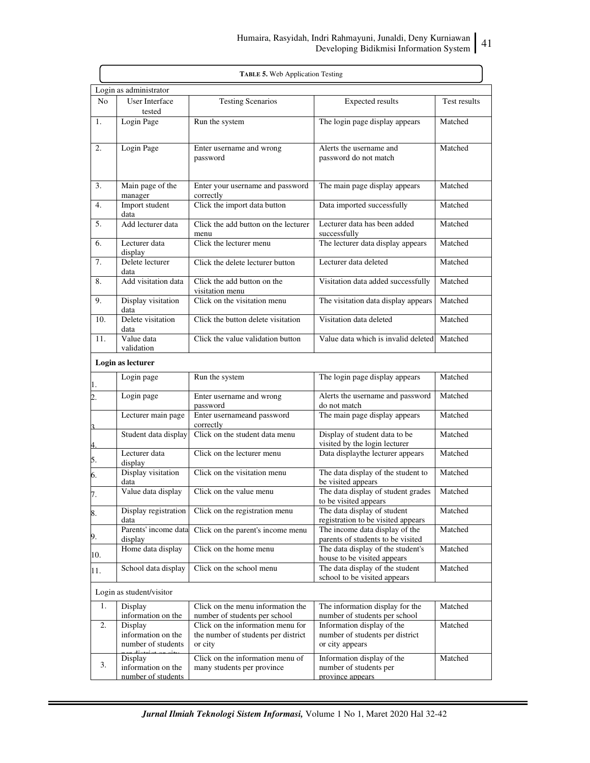**TABLE 5.** Web Application Testing

| No | User Interface tested | Testing Scenarios | Expected results | Test results |
|---|---|---|---|---|
| **Login as administrator** | | | | |
| 1. | Login Page | Run the system | The login page display appears | Matched |
| 2. | Login Page | Enter username and wrong password | Alerts the username and password do not match | Matched |
| 3. | Main page of the manager | Enter your username and password correctly | The main page display appears | Matched |
| 4. | Import student data | Click the import data button | Data imported successfully | Matched |
| 5. | Add lecturer data | Click the add button on the lecturer menu | Lecturer data has been added successfully | Matched |
| 6. | Lecturer data display | Click the lecturer menu | The lecturer data display appears | Matched |
| 7. | Delete lecturer data | Click the delete lecturer button | Lecturer data deleted | Matched |
| 8. | Add visitation data | Click the add button on the visitation menu | Visitation data added successfully | Matched |
| 9. | Display visitation data | Click on the visitation menu | The visitation data display appears | Matched |
| 10. | Delete visitation data | Click the button delete visitation | Visitation data deleted | Matched |
| 11. | Value data validation | Click the value validation button | Value data which is invalid deleted | Matched |
| **Login as lecturer** | | | | |
| 1. | Login page | Run the system | The login page display appears | Matched |
| 2. | Login page | Enter username and wrong password | Alerts the username and password do not match | Matched |
| 3 | Lecturer main page | Enter usernameand password correctly | The main page display appears | Matched |
| 4. | Student data display | Click on the student data menu | Display of student data to be visited by the login lecturer | Matched |
| 5. | Lecturer data display | Click on the lecturer menu | Data displaythe lecturer appears | Matched |
| 6. | Display visitation data | Click on the visitation menu | The data display of the student to be visited appears | Matched |
| 7. | Value data display | Click on the value menu | The data display of student grades to be visited appears | Matched |
| 8. | Display registration data | Click on the registration menu | The data display of student registration to be visited appears | Matched |
| 9. | Parents' income data display | Click on the parent's income menu | The income data display of the parents of students to be visited | Matched |
| 10. | Home data display | Click on the home menu | The data display of the student's house to be visited appears | Matched |
| 11. | School data display | Click on the school menu | The data display of the student school to be visited appears | Matched |
| **Login as student/visitor** | | | | |
| 1. | Display information on the | Click on the menu information the number of students per school | The information display for the number of students per school | Matched |
| 2. | Display information on the number of students per district or city | Click on the information menu for the number of students per district or city | Information display of the number of students per district or city appears | Matched |
| 3. | Display information on the number of students | Click on the information menu of many students per province | Information display of the number of students per province appears | Matched |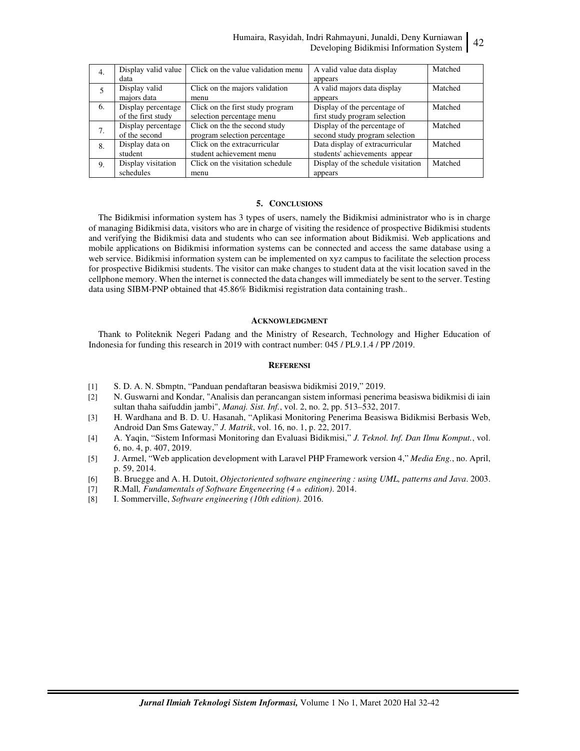| | | | | |
|---|---|---|---|---|
| 4. | Display valid value data | Click on the value validation menu | A valid value data display appears | Matched |
| 5 | Display valid majors data | Click on the majors validation menu | A valid majors data display appears | Matched |
| 6. | Display percentage of the first study | Click on the first study program selection percentage menu | Display of the percentage of first study program selection | Matched |
| 7. | Display percentage of the second | Click on the the second study program selection percentage | Display of the percentage of second study program selection | Matched |
| 8. | Display data on student | Click on the extracurricular student achievement menu | Data display of extracurricular students' achievements appear | Matched |
| 9. | Display visitation schedules | Click on the visitation schedule menu | Display of the schedule visitation appears | Matched |

## 5. CONCLUSIONS

The Bidikmisi information system has 3 types of users, namely the Bidikmisi administrator who is in charge of managing Bidikmisi data, visitors who are in charge of visiting the residence of prospective Bidikmisi students and verifying the Bidikmisi data and students who can see information about Bidikmisi. Web applications and mobile applications on Bidikmisi information systems can be connected and access the same database using a web service. Bidikmisi information system can be implemented on xyz campus to facilitate the selection process for prospective Bidikmisi students. The visitor can make changes to student data at the visit location saved in the cellphone memory. When the internet is connected the data changes will immediately be sent to the server. Testing data using SIBM-PNP obtained that 45.86% Bidikmisi registration data containing trash..

## ACKNOWLEDGMENT

Thank to Politeknik Negeri Padang and the Ministry of Research, Technology and Higher Education of Indonesia for funding this research in 2019 with contract number: 045 / PL9.1.4 / PP /2019.

## REFERENSI

[1] S. D. A. N. Sbmptn, "Panduan pendaftaran beasiswa bidikmisi 2019," 2019.

[2] N. Guswarni and Kondar, "Analisis dan perancangan sistem informasi penerima beasiswa bidikmisi di iain sultan thaha saifuddin jambi", *Manaj. Sist. Inf.*, vol. 2, no. 2, pp. 513–532, 2017.

[3] H. Wardhana and B. D. U. Hasanah, "Aplikasi Monitoring Penerima Beasiswa Bidikmisi Berbasis Web, Android Dan Sms Gateway," *J. Matrik*, vol. 16, no. 1, p. 22, 2017.

[4] A. Yaqin, "Sistem Informasi Monitoring dan Evaluasi Bidikmisi," *J. Teknol. Inf. Dan Ilmu Komput.*, vol. 6, no. 4, p. 407, 2019.

[5] J. Armel, "Web application development with Laravel PHP Framework version 4," *Media Eng.*, no. April, p. 59, 2014.

[6] B. Bruegge and A. H. Dutoit, *Objectoriented software engineering : using UML, patterns and Java*. 2003.

[7] R.Mall*, Fundamentals of Software Engeneering (4 th edition)*. 2014.

[8] I. Sommerville, *Software engineering (10th edition)*. 2016.